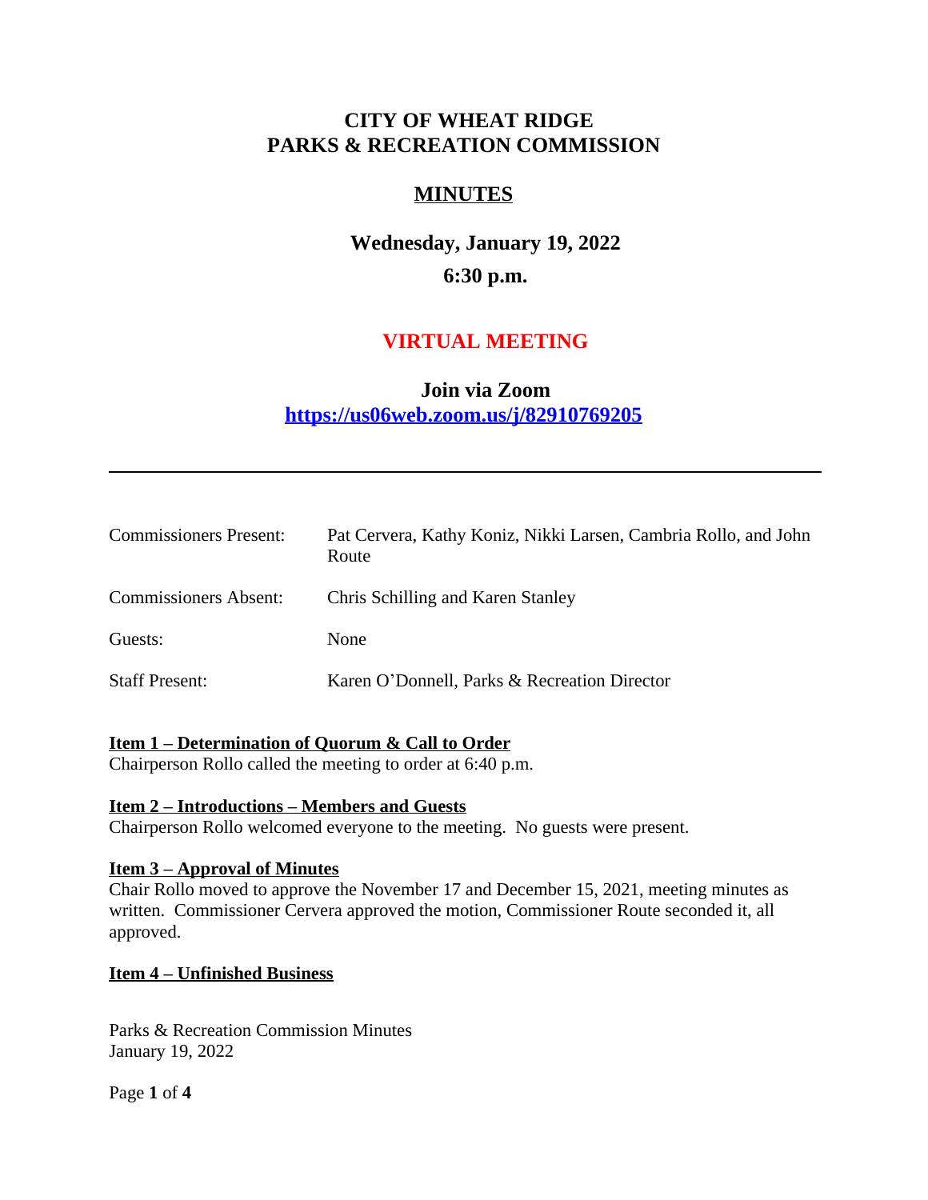# CITY OF WHEAT RIDGE
# PARKS & RECREATION COMMISSION

## MINUTES

### Wednesday, January 19, 2022
### 6:30 p.m.

### VIRTUAL MEETING

**Join via Zoom**
**https://us06web.zoom.us/j/82910769205**

---

| | |
|---|---|
| Commissioners Present: | Pat Cervera, Kathy Koniz, Nikki Larsen, Cambria Rollo, and John Route |
| Commissioners Absent: | Chris Schilling and Karen Stanley |
| Guests: | None |
| Staff Present: | Karen O'Donnell, Parks & Recreation Director |

**Item 1 – Determination of Quorum & Call to Order**
Chairperson Rollo called the meeting to order at 6:40 p.m.

**Item 2 – Introductions – Members and Guests**
Chairperson Rollo welcomed everyone to the meeting. No guests were present.

**Item 3 – Approval of Minutes**
Chair Rollo moved to approve the November 17 and December 15, 2021, meeting minutes as written. Commissioner Cervera approved the motion, Commissioner Route seconded it, all approved.

**Item 4 – Unfinished Business**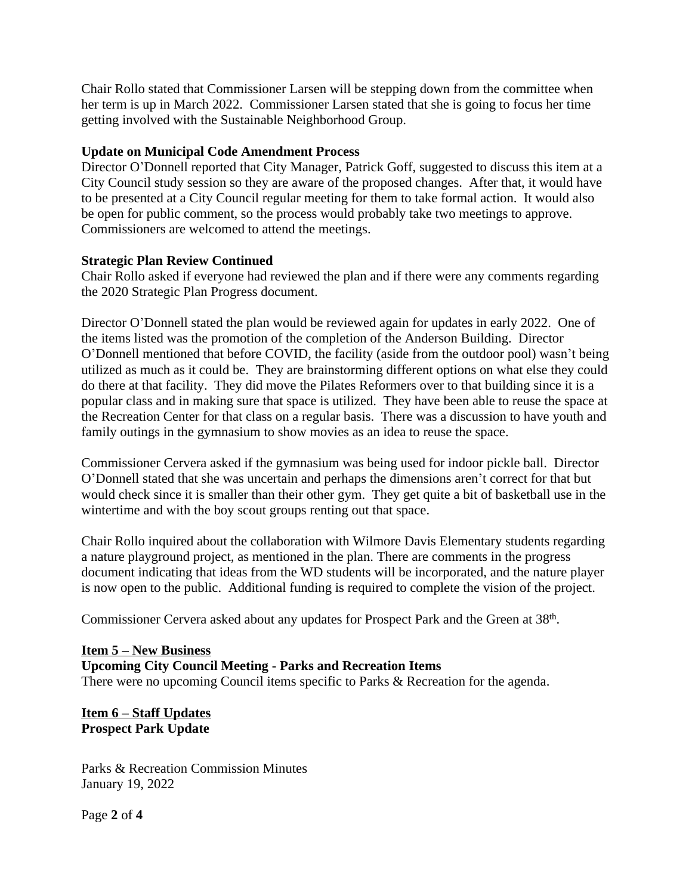Chair Rollo stated that Commissioner Larsen will be stepping down from the committee when her term is up in March 2022. Commissioner Larsen stated that she is going to focus her time getting involved with the Sustainable Neighborhood Group.

**Update on Municipal Code Amendment Process**
Director O'Donnell reported that City Manager, Patrick Goff, suggested to discuss this item at a City Council study session so they are aware of the proposed changes. After that, it would have to be presented at a City Council regular meeting for them to take formal action. It would also be open for public comment, so the process would probably take two meetings to approve. Commissioners are welcomed to attend the meetings.

**Strategic Plan Review Continued**
Chair Rollo asked if everyone had reviewed the plan and if there were any comments regarding the 2020 Strategic Plan Progress document.

Director O'Donnell stated the plan would be reviewed again for updates in early 2022. One of the items listed was the promotion of the completion of the Anderson Building. Director O'Donnell mentioned that before COVID, the facility (aside from the outdoor pool) wasn't being utilized as much as it could be. They are brainstorming different options on what else they could do there at that facility. They did move the Pilates Reformers over to that building since it is a popular class and in making sure that space is utilized. They have been able to reuse the space at the Recreation Center for that class on a regular basis. There was a discussion to have youth and family outings in the gymnasium to show movies as an idea to reuse the space.

Commissioner Cervera asked if the gymnasium was being used for indoor pickle ball. Director O'Donnell stated that she was uncertain and perhaps the dimensions aren't correct for that but would check since it is smaller than their other gym. They get quite a bit of basketball use in the wintertime and with the boy scout groups renting out that space.

Chair Rollo inquired about the collaboration with Wilmore Davis Elementary students regarding a nature playground project, as mentioned in the plan. There are comments in the progress document indicating that ideas from the WD students will be incorporated, and the nature player is now open to the public. Additional funding is required to complete the vision of the project.

Commissioner Cervera asked about any updates for Prospect Park and the Green at 38th.

**Item 5 – New Business**
**Upcoming City Council Meeting - Parks and Recreation Items**
There were no upcoming Council items specific to Parks & Recreation for the agenda.

**Item 6 – Staff Updates**
**Prospect Park Update**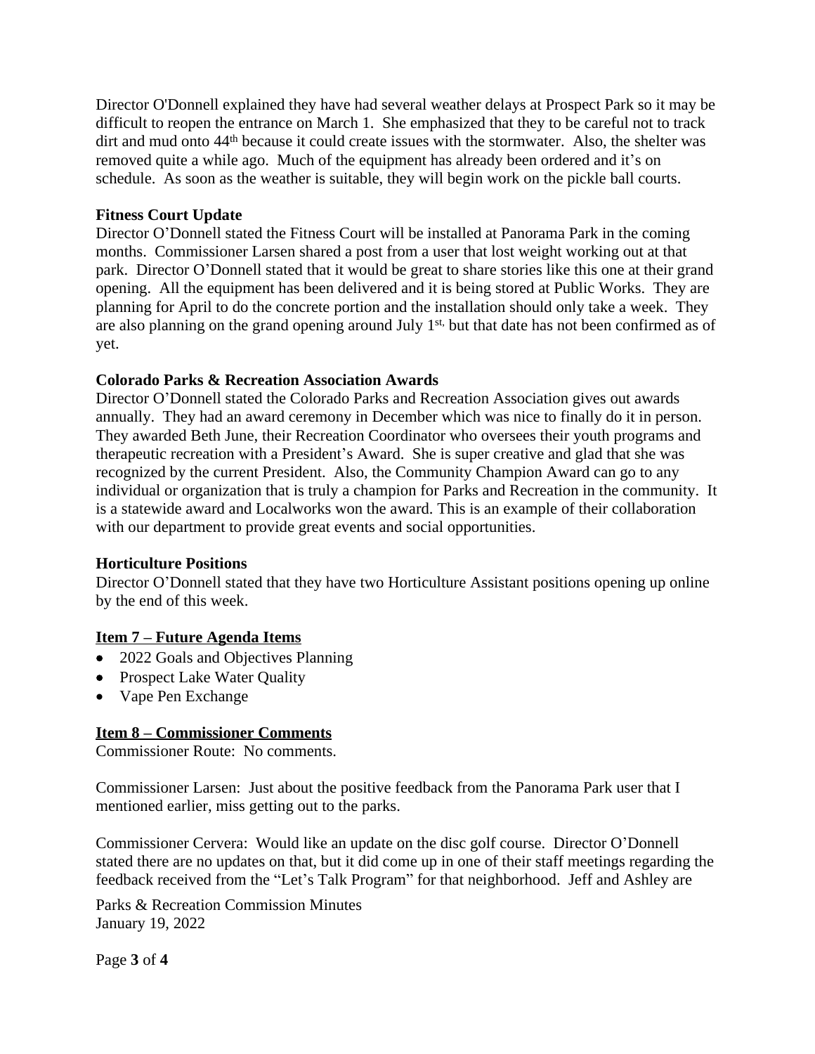Director O'Donnell explained they have had several weather delays at Prospect Park so it may be difficult to reopen the entrance on March 1. She emphasized that they to be careful not to track dirt and mud onto 44th because it could create issues with the stormwater. Also, the shelter was removed quite a while ago. Much of the equipment has already been ordered and it's on schedule. As soon as the weather is suitable, they will begin work on the pickle ball courts.

**Fitness Court Update**
Director O'Donnell stated the Fitness Court will be installed at Panorama Park in the coming months. Commissioner Larsen shared a post from a user that lost weight working out at that park. Director O'Donnell stated that it would be great to share stories like this one at their grand opening. All the equipment has been delivered and it is being stored at Public Works. They are planning for April to do the concrete portion and the installation should only take a week. They are also planning on the grand opening around July 1st, but that date has not been confirmed as of yet.

**Colorado Parks & Recreation Association Awards**
Director O'Donnell stated the Colorado Parks and Recreation Association gives out awards annually. They had an award ceremony in December which was nice to finally do it in person. They awarded Beth June, their Recreation Coordinator who oversees their youth programs and therapeutic recreation with a President's Award. She is super creative and glad that she was recognized by the current President. Also, the Community Champion Award can go to any individual or organization that is truly a champion for Parks and Recreation in the community. It is a statewide award and Localworks won the award. This is an example of their collaboration with our department to provide great events and social opportunities.

**Horticulture Positions**
Director O'Donnell stated that they have two Horticulture Assistant positions opening up online by the end of this week.

**Item 7 – Future Agenda Items**

- 2022 Goals and Objectives Planning
- Prospect Lake Water Quality
- Vape Pen Exchange

**Item 8 – Commissioner Comments**
Commissioner Route: No comments.

Commissioner Larsen: Just about the positive feedback from the Panorama Park user that I mentioned earlier, miss getting out to the parks.

Commissioner Cervera: Would like an update on the disc golf course. Director O'Donnell stated there are no updates on that, but it did come up in one of their staff meetings regarding the feedback received from the "Let's Talk Program" for that neighborhood. Jeff and Ashley are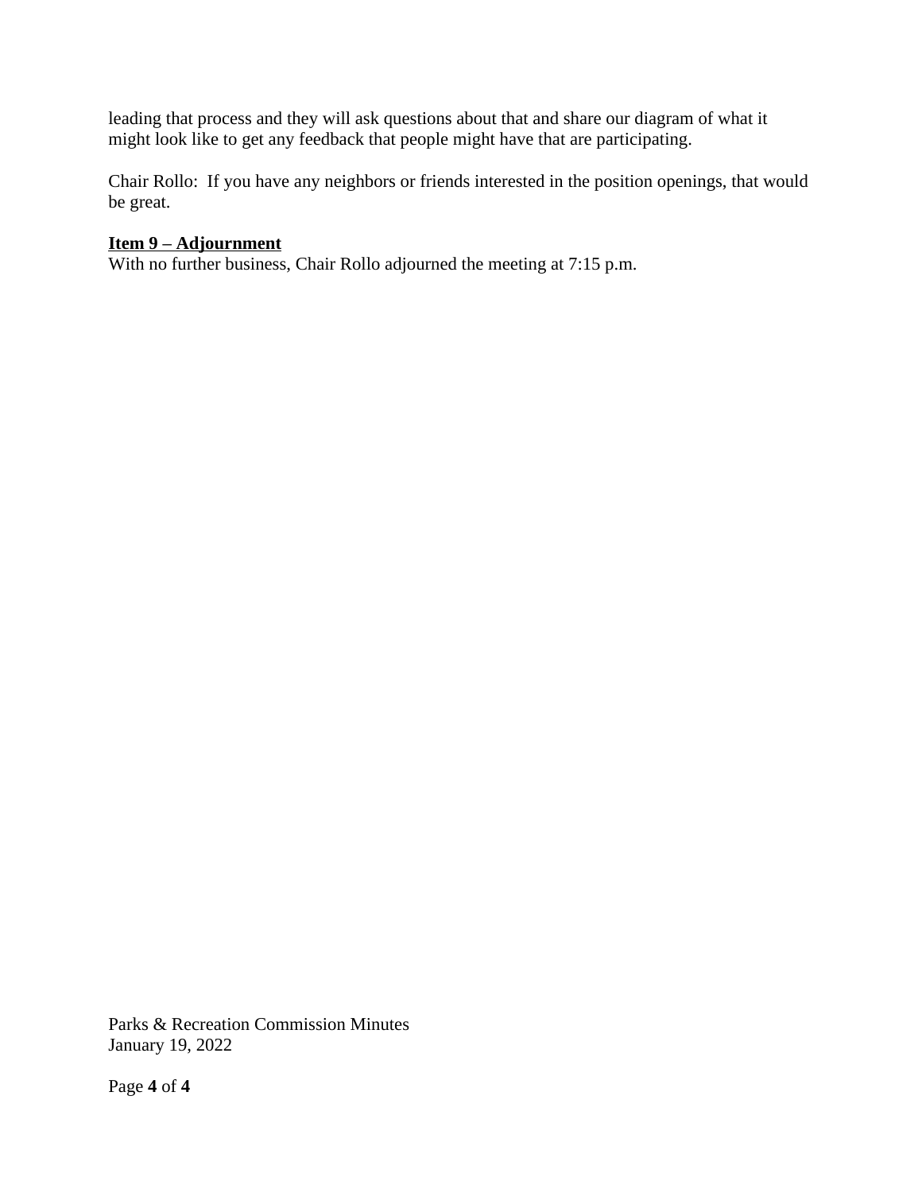leading that process and they will ask questions about that and share our diagram of what it might look like to get any feedback that people might have that are participating.

Chair Rollo: If you have any neighbors or friends interested in the position openings, that would be great.

**Item 9 – Adjournment**

With no further business, Chair Rollo adjourned the meeting at 7:15 p.m.